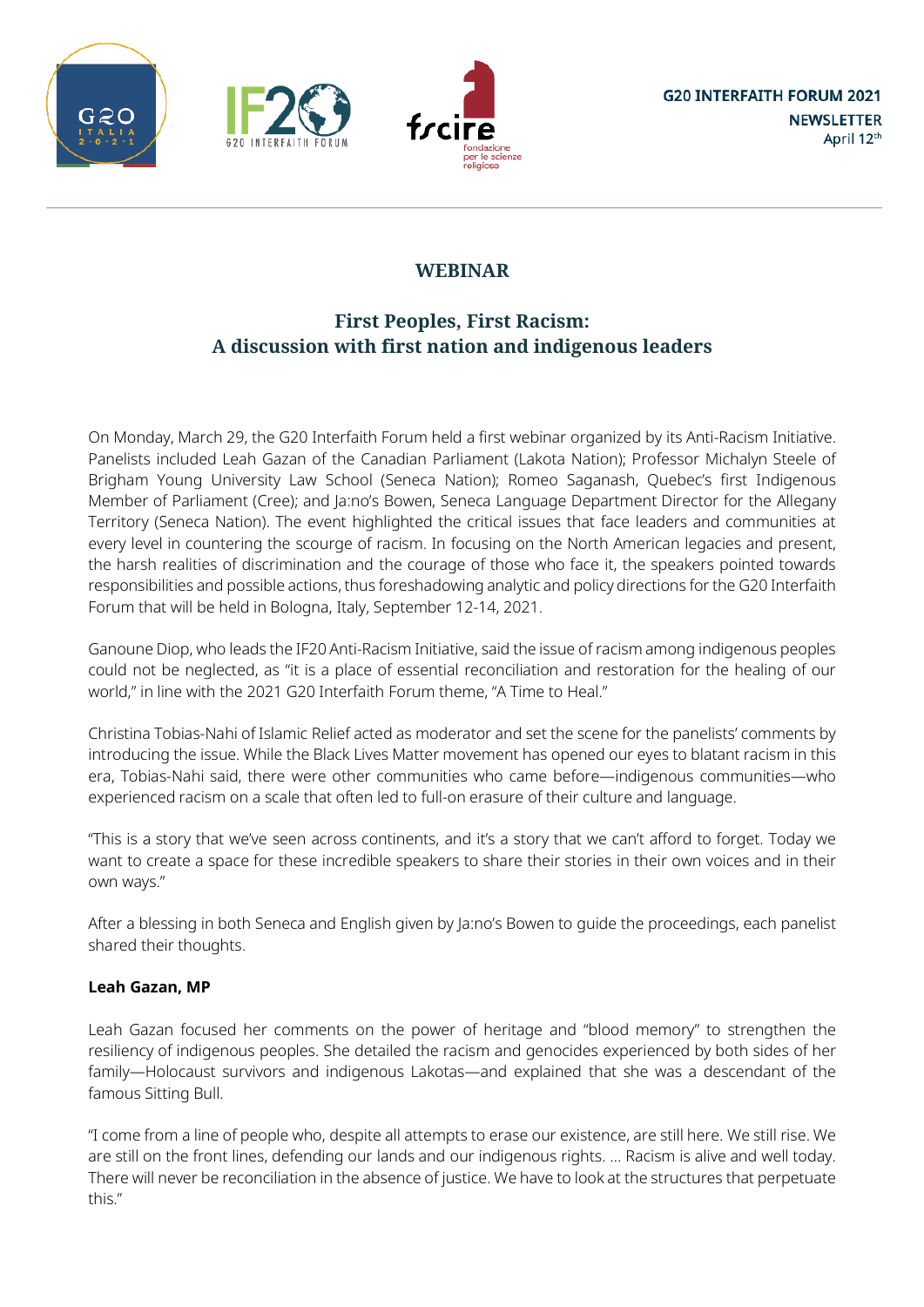G20 INTERFAITH FORUM 2021
NEWSLETTER
April 12th

## WEBINAR

## First Peoples, First Racism:
## A discussion with first nation and indigenous leaders

On Monday, March 29, the G20 Interfaith Forum held a first webinar organized by its Anti-Racism Initiative. Panelists included Leah Gazan of the Canadian Parliament (Lakota Nation); Professor Michalyn Steele of Brigham Young University Law School (Seneca Nation); Romeo Saganash, Quebec's first Indigenous Member of Parliament (Cree); and Ja:no's Bowen, Seneca Language Department Director for the Allegany Territory (Seneca Nation). The event highlighted the critical issues that face leaders and communities at every level in countering the scourge of racism. In focusing on the North American legacies and present, the harsh realities of discrimination and the courage of those who face it, the speakers pointed towards responsibilities and possible actions, thus foreshadowing analytic and policy directions for the G20 Interfaith Forum that will be held in Bologna, Italy, September 12-14, 2021.

Ganoune Diop, who leads the IF20 Anti-Racism Initiative, said the issue of racism among indigenous peoples could not be neglected, as "it is a place of essential reconciliation and restoration for the healing of our world," in line with the 2021 G20 Interfaith Forum theme, "A Time to Heal."

Christina Tobias-Nahi of Islamic Relief acted as moderator and set the scene for the panelists' comments by introducing the issue. While the Black Lives Matter movement has opened our eyes to blatant racism in this era, Tobias-Nahi said, there were other communities who came before—indigenous communities—who experienced racism on a scale that often led to full-on erasure of their culture and language.

"This is a story that we've seen across continents, and it's a story that we can't afford to forget. Today we want to create a space for these incredible speakers to share their stories in their own voices and in their own ways."

After a blessing in both Seneca and English given by Ja:no's Bowen to guide the proceedings, each panelist shared their thoughts.

**Leah Gazan, MP**

Leah Gazan focused her comments on the power of heritage and "blood memory" to strengthen the resiliency of indigenous peoples. She detailed the racism and genocides experienced by both sides of her family—Holocaust survivors and indigenous Lakotas—and explained that she was a descendant of the famous Sitting Bull.

"I come from a line of people who, despite all attempts to erase our existence, are still here. We still rise. We are still on the front lines, defending our lands and our indigenous rights. … Racism is alive and well today. There will never be reconciliation in the absence of justice. We have to look at the structures that perpetuate this."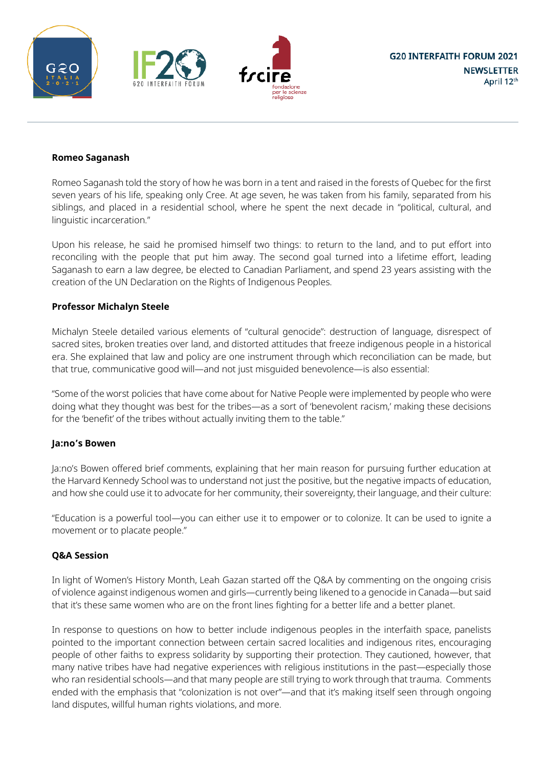**Romeo Saganash**

Romeo Saganash told the story of how he was born in a tent and raised in the forests of Quebec for the first seven years of his life, speaking only Cree. At age seven, he was taken from his family, separated from his siblings, and placed in a residential school, where he spent the next decade in "political, cultural, and linguistic incarceration."

Upon his release, he said he promised himself two things: to return to the land, and to put effort into reconciling with the people that put him away. The second goal turned into a lifetime effort, leading Saganash to earn a law degree, be elected to Canadian Parliament, and spend 23 years assisting with the creation of the UN Declaration on the Rights of Indigenous Peoples.

**Professor Michalyn Steele**

Michalyn Steele detailed various elements of "cultural genocide": destruction of language, disrespect of sacred sites, broken treaties over land, and distorted attitudes that freeze indigenous people in a historical era. She explained that law and policy are one instrument through which reconciliation can be made, but that true, communicative good will—and not just misguided benevolence—is also essential:

"Some of the worst policies that have come about for Native People were implemented by people who were doing what they thought was best for the tribes—as a sort of 'benevolent racism,' making these decisions for the 'benefit' of the tribes without actually inviting them to the table."

**Ja:no's Bowen**

Ja:no's Bowen offered brief comments, explaining that her main reason for pursuing further education at the Harvard Kennedy School was to understand not just the positive, but the negative impacts of education, and how she could use it to advocate for her community, their sovereignty, their language, and their culture:

"Education is a powerful tool—you can either use it to empower or to colonize. It can be used to ignite a movement or to placate people."

**Q&A Session**

In light of Women's History Month, Leah Gazan started off the Q&A by commenting on the ongoing crisis of violence against indigenous women and girls—currently being likened to a genocide in Canada—but said that it's these same women who are on the front lines fighting for a better life and a better planet.

In response to questions on how to better include indigenous peoples in the interfaith space, panelists pointed to the important connection between certain sacred localities and indigenous rites, encouraging people of other faiths to express solidarity by supporting their protection. They cautioned, however, that many native tribes have had negative experiences with religious institutions in the past—especially those who ran residential schools—and that many people are still trying to work through that trauma. Comments ended with the emphasis that "colonization is not over"—and that it's making itself seen through ongoing land disputes, willful human rights violations, and more.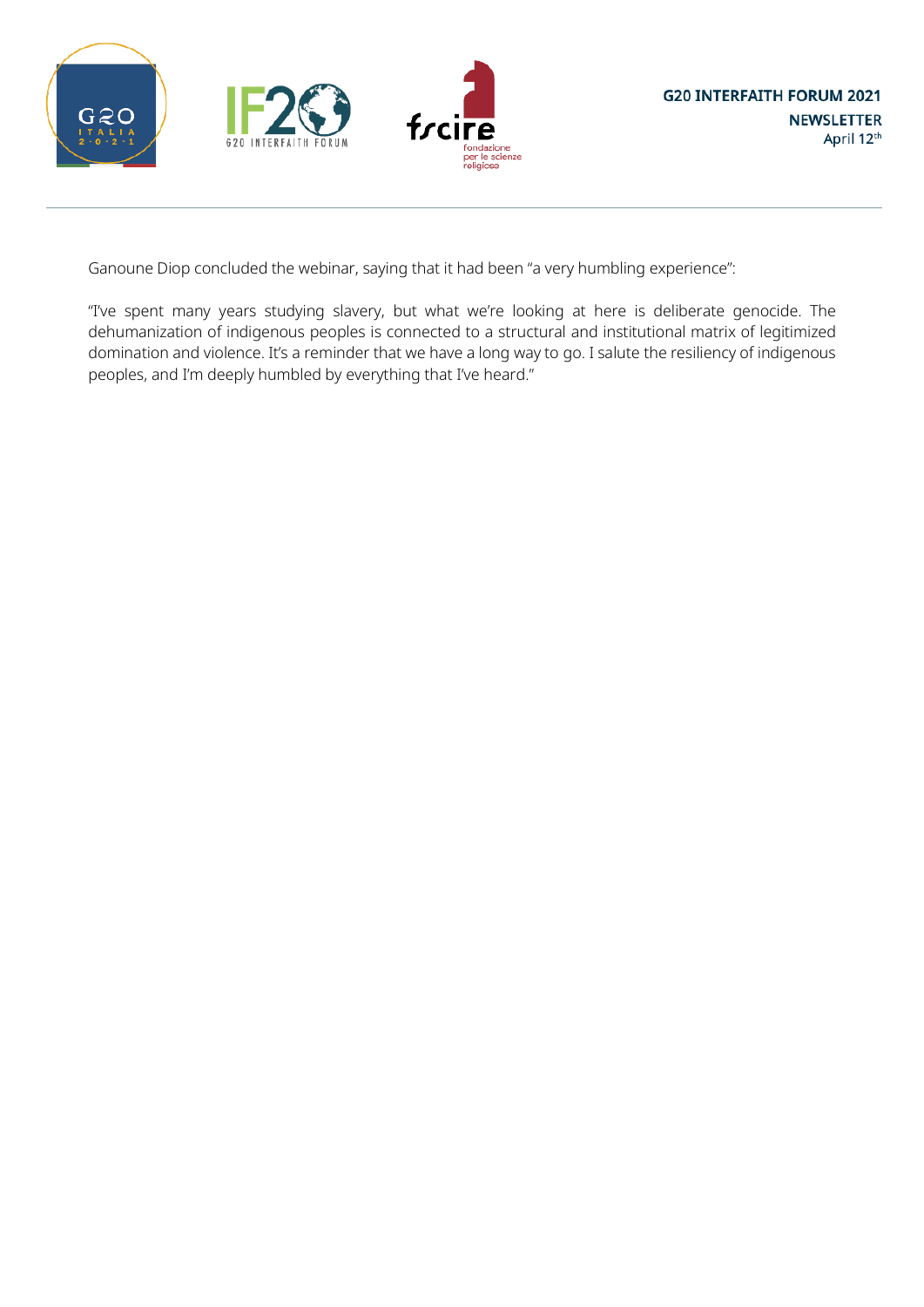Ganoune Diop concluded the webinar, saying that it had been "a very humbling experience":

"I've spent many years studying slavery, but what we're looking at here is deliberate genocide. The dehumanization of indigenous peoples is connected to a structural and institutional matrix of legitimized domination and violence. It's a reminder that we have a long way to go. I salute the resiliency of indigenous peoples, and I'm deeply humbled by everything that I've heard."